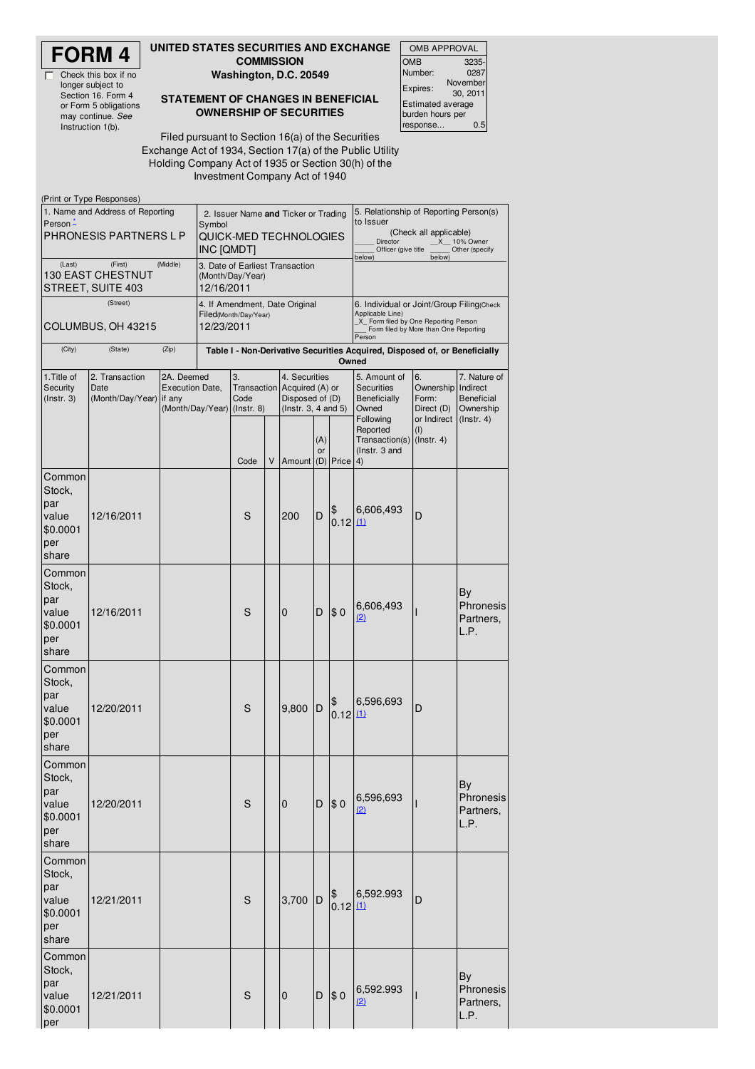# FORM 4

☐ Check this box if no longer subject to Section 16. Form 4 or Form 5 obligations may continue. *See* Instruction 1(b).

**UNITED STATES SECURITIES AND EXCHANGE COMMISSION**
**Washington, D.C. 20549**

**STATEMENT OF CHANGES IN BENEFICIAL OWNERSHIP OF SECURITIES**

Filed pursuant to Section 16(a) of the Securities Exchange Act of 1934, Section 17(a) of the Public Utility Holding Company Act of 1935 or Section 30(h) of the Investment Company Act of 1940

| OMB APPROVAL | |
|---|---|
| OMB Number: | 3235-0287 |
| Expires: | November 30, 2011 |
| Estimated average burden hours per response... | 0.5 |

(Print or Type Responses)

| 1. Name and Address of Reporting Person * | 2. Issuer Name **and** Ticker or Trading Symbol | 5. Relationship of Reporting Person(s) to Issuer |
|---|---|---|
| PHRONESIS PARTNERS L P | QUICK-MED TECHNOLOGIES INC [QMDT] | (Check all applicable) ___ Director __X__ 10% Owner ___ Officer (give title below) ___ Other (specify below) |
| (Last) (First) (Middle) 130 EAST CHESTNUT STREET, SUITE 403 | 3. Date of Earliest Transaction (Month/Day/Year) 12/16/2011 | |
| (Street) COLUMBUS, OH 43215 | 4. If Amendment, Date Original Filed(Month/Day/Year) 12/23/2011 | 6. Individual or Joint/Group Filing(Check Applicable Line) _X_ Form filed by One Reporting Person ___ Form filed by More than One Reporting Person |
| (City) (State) (Zip) | | |

**Table I - Non-Derivative Securities Acquired, Disposed of, or Beneficially Owned**

| 1.Title of Security (Instr. 3) | 2. Transaction Date (Month/Day/Year) | 2A. Deemed Execution Date, if any (Month/Day/Year) | 3. Transaction Code (Instr. 8) | | 4. Securities Acquired (A) or Disposed of (D) (Instr. 3, 4 and 5) | | | 5. Amount of Securities Beneficially Owned Following Reported Transaction(s) (Instr. 3 and 4) | 6. Ownership Form: Direct (D) or Indirect (I) (Instr. 4) | 7. Nature of Indirect Beneficial Ownership (Instr. 4) |
|---|---|---|---|---|---|---|---|---|---|---|
| | | | Code | V | Amount | (A) or (D) | Price | | | |
| Common Stock, par value $0.0001 per share | 12/16/2011 | | S | | 200 | D | $ 0.12 | 6,606,493 (1) | D | |
| Common Stock, par value $0.0001 per share | 12/16/2011 | | S | | 0 | D | $ 0 | 6,606,493 (2) | I | By Phronesis Partners, L.P. |
| Common Stock, par value $0.0001 per share | 12/20/2011 | | S | | 9,800 | D | $ 0.12 | 6,596,693 (1) | D | |
| Common Stock, par value $0.0001 per share | 12/20/2011 | | S | | 0 | D | $ 0 | 6,596,693 (2) | I | By Phronesis Partners, L.P. |
| Common Stock, par value $0.0001 per share | 12/21/2011 | | S | | 3,700 | D | $ 0.12 | 6,592.993 (1) | D | |
| Common Stock, par value $0.0001 per | 12/21/2011 | | S | | 0 | D | $ 0 | 6,592.993 (2) | I | By Phronesis Partners, L.P. |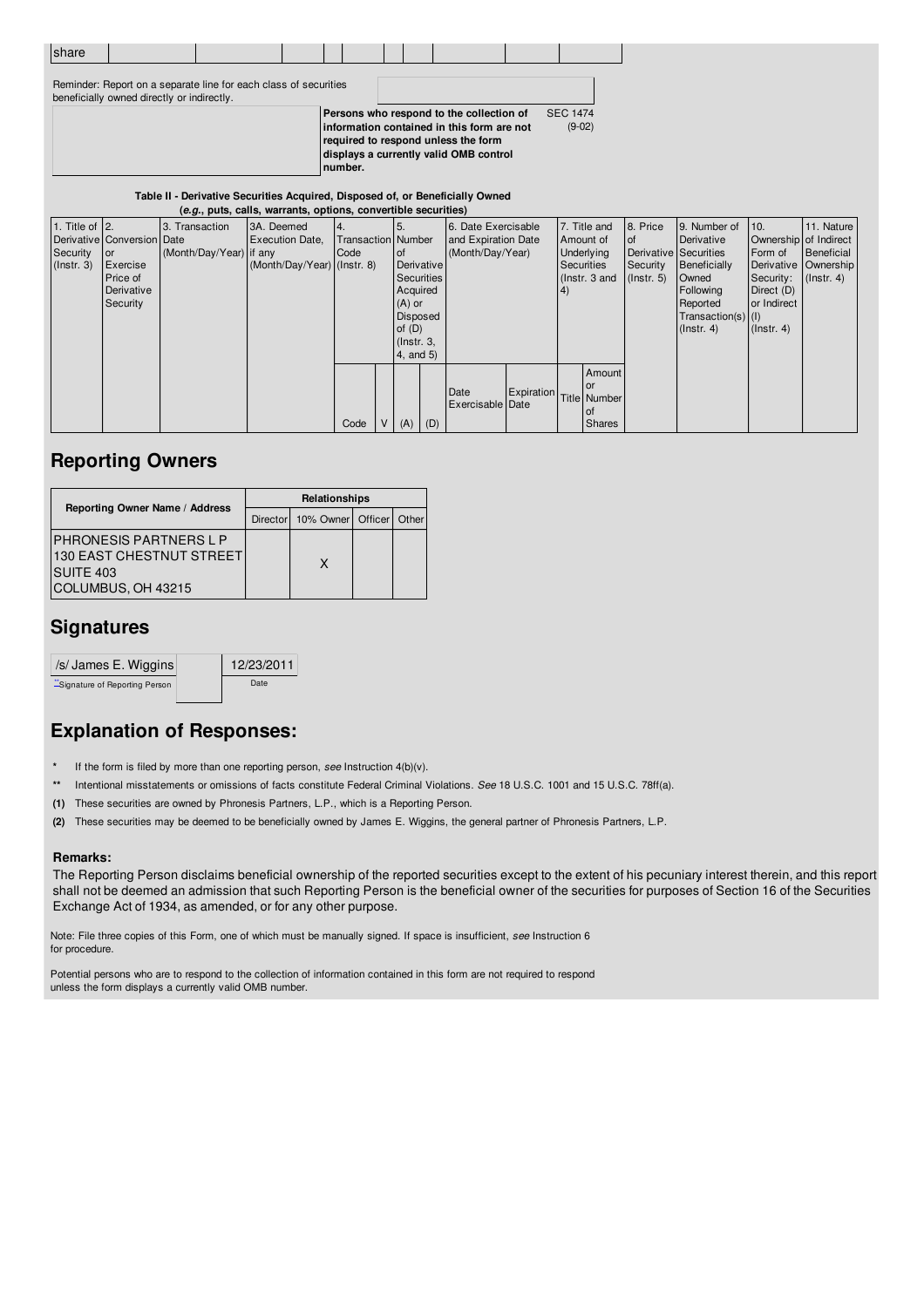| share | | | | | | | | | | |
|---|---|---|---|---|---|---|---|---|---|---|

Reminder: Report on a separate line for each class of securities beneficially owned directly or indirectly.

**Persons who respond to the collection of information contained in this form are not required to respond unless the form displays a currently valid OMB control number.** SEC 1474 (9-02)

**Table II - Derivative Securities Acquired, Disposed of, or Beneficially Owned**
**(*e.g.*, puts, calls, warrants, options, convertible securities)**

| 1. Title of Derivative Security (Instr. 3) | 2. Conversion or Exercise Price of Derivative Security | 3. Transaction Date (Month/Day/Year) | 3A. Deemed Execution Date, if any (Month/Day/Year) | 4. Transaction Code (Instr. 8) | | 5. Number of Derivative Securities Acquired (A) or Disposed of (D) (Instr. 3, 4, and 5) | | 6. Date Exercisable and Expiration Date (Month/Day/Year) | | 7. Title and Amount of Underlying Securities (Instr. 3 and 4) | | 8. Price of Derivative Security (Instr. 5) | 9. Number of Derivative Securities Beneficially Owned Following Reported Transaction(s) (Instr. 4) | 10. Ownership Form of Derivative Security: Direct (D) or Indirect (I) (Instr. 4) | 11. Nature of Indirect Beneficial Ownership (Instr. 4) |
|---|---|---|---|---|---|---|---|---|---|---|---|---|---|---|---|
| | | | | Code | V | (A) | (D) | Date Exercisable | Expiration Date | Title | Amount or Number of Shares | | | | |

## Reporting Owners

| Reporting Owner Name / Address | Relationships | | | |
|---|---|---|---|---|
| | Director | 10% Owner | Officer | Other |
| PHRONESIS PARTNERS L P<br>130 EAST CHESTNUT STREET<br>SUITE 403<br>COLUMBUS, OH 43215 | | X | | |

## Signatures

| /s/ James E. Wiggins | 12/23/2011 |
|---|---|
| **Signature of Reporting Person | Date |

## Explanation of Responses:

- \* If the form is filed by more than one reporting person, *see* Instruction 4(b)(v).
- \*\* Intentional misstatements or omissions of facts constitute Federal Criminal Violations. *See* 18 U.S.C. 1001 and 15 U.S.C. 78ff(a).
- **(1)** These securities are owned by Phronesis Partners, L.P., which is a Reporting Person.
- **(2)** These securities may be deemed to be beneficially owned by James E. Wiggins, the general partner of Phronesis Partners, L.P.

### Remarks:

The Reporting Person disclaims beneficial ownership of the reported securities except to the extent of his pecuniary interest therein, and this report shall not be deemed an admission that such Reporting Person is the beneficial owner of the securities for purposes of Section 16 of the Securities Exchange Act of 1934, as amended, or for any other purpose.

Note: File three copies of this Form, one of which must be manually signed. If space is insufficient, *see* Instruction 6 for procedure.

Potential persons who are to respond to the collection of information contained in this form are not required to respond unless the form displays a currently valid OMB number.